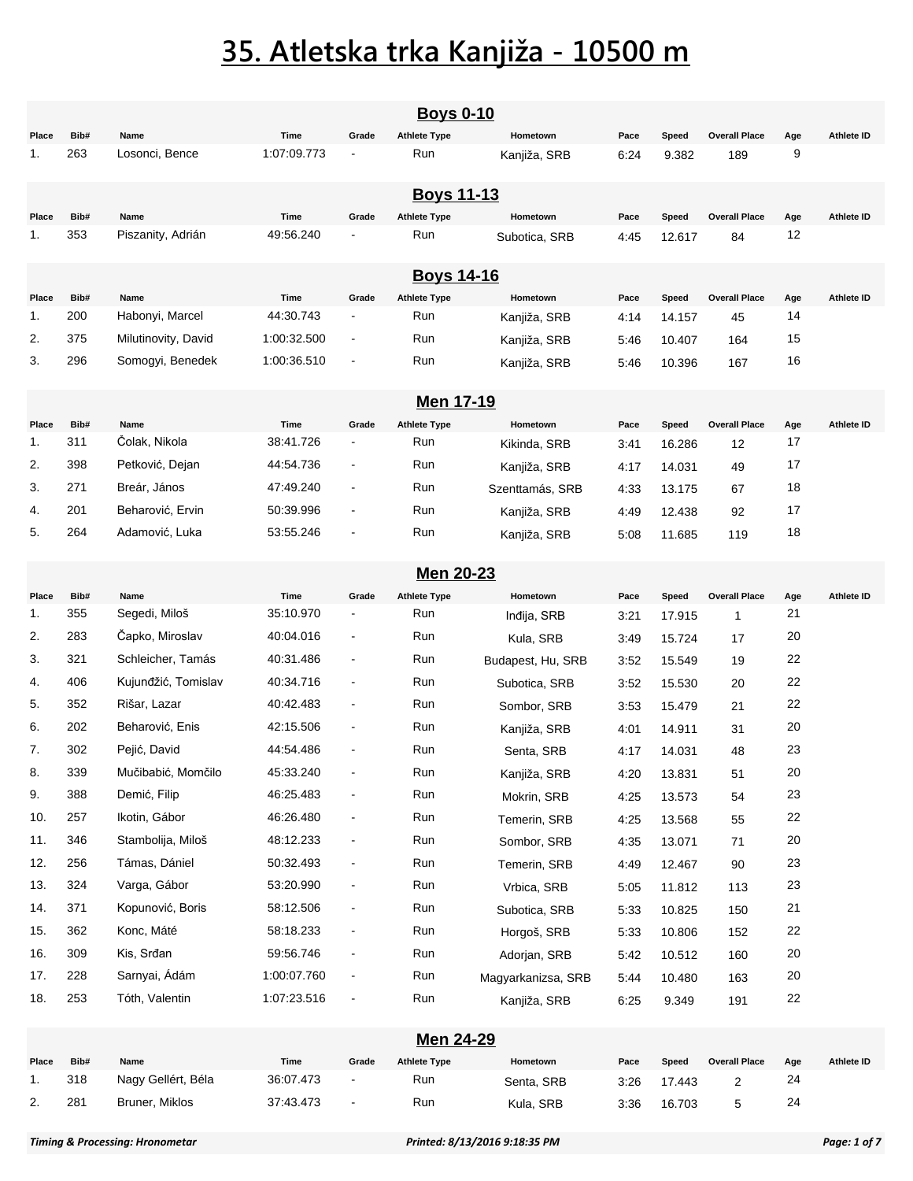# 35. Atletska trka Kanjiža - 10500 m

## Boys 0-10

| Place | Bib# | Name | Time | Grade | Athlete Type | Hometown | Pace | Speed | Overall Place | Age | Athlete ID |
|---|---|---|---|---|---|---|---|---|---|---|---|
| 1. | 263 | Losonci, Bence | 1:07:09.773 | - | Run | Kanjiža, SRB | 6:24 | 9.382 | 189 | 9 | |

## Boys 11-13

| Place | Bib# | Name | Time | Grade | Athlete Type | Hometown | Pace | Speed | Overall Place | Age | Athlete ID |
|---|---|---|---|---|---|---|---|---|---|---|---|
| 1. | 353 | Piszanity, Adrián | 49:56.240 | - | Run | Subotica, SRB | 4:45 | 12.617 | 84 | 12 | |

## Boys 14-16

| Place | Bib# | Name | Time | Grade | Athlete Type | Hometown | Pace | Speed | Overall Place | Age | Athlete ID |
|---|---|---|---|---|---|---|---|---|---|---|---|
| 1. | 200 | Habonyi, Marcel | 44:30.743 | - | Run | Kanjiža, SRB | 4:14 | 14.157 | 45 | 14 | |
| 2. | 375 | Milutinovity, David | 1:00:32.500 | - | Run | Kanjiža, SRB | 5:46 | 10.407 | 164 | 15 | |
| 3. | 296 | Somogyi, Benedek | 1:00:36.510 | - | Run | Kanjiža, SRB | 5:46 | 10.396 | 167 | 16 | |

## Men 17-19

| Place | Bib# | Name | Time | Grade | Athlete Type | Hometown | Pace | Speed | Overall Place | Age | Athlete ID |
|---|---|---|---|---|---|---|---|---|---|---|---|
| 1. | 311 | Čolak, Nikola | 38:41.726 | - | Run | Kikinda, SRB | 3:41 | 16.286 | 12 | 17 | |
| 2. | 398 | Petković, Dejan | 44:54.736 | - | Run | Kanjiža, SRB | 4:17 | 14.031 | 49 | 17 | |
| 3. | 271 | Breár, János | 47:49.240 | - | Run | Szenttamás, SRB | 4:33 | 13.175 | 67 | 18 | |
| 4. | 201 | Beharović, Ervin | 50:39.996 | - | Run | Kanjiža, SRB | 4:49 | 12.438 | 92 | 17 | |
| 5. | 264 | Adamović, Luka | 53:55.246 | - | Run | Kanjiža, SRB | 5:08 | 11.685 | 119 | 18 | |

## Men 20-23

| Place | Bib# | Name | Time | Grade | Athlete Type | Hometown | Pace | Speed | Overall Place | Age | Athlete ID |
|---|---|---|---|---|---|---|---|---|---|---|---|
| 1. | 355 | Segedi, Miloš | 35:10.970 | - | Run | Inđija, SRB | 3:21 | 17.915 | 1 | 21 | |
| 2. | 283 | Čapko, Miroslav | 40:04.016 | - | Run | Kula, SRB | 3:49 | 15.724 | 17 | 20 | |
| 3. | 321 | Schleicher, Tamás | 40:31.486 | - | Run | Budapest, Hu, SRB | 3:52 | 15.549 | 19 | 22 | |
| 4. | 406 | Kujunđžić, Tomislav | 40:34.716 | - | Run | Subotica, SRB | 3:52 | 15.530 | 20 | 22 | |
| 5. | 352 | Rišar, Lazar | 40:42.483 | - | Run | Sombor, SRB | 3:53 | 15.479 | 21 | 22 | |
| 6. | 202 | Beharović, Enis | 42:15.506 | - | Run | Kanjiža, SRB | 4:01 | 14.911 | 31 | 20 | |
| 7. | 302 | Pejić, David | 44:54.486 | - | Run | Senta, SRB | 4:17 | 14.031 | 48 | 23 | |
| 8. | 339 | Mučibabić, Momčilo | 45:33.240 | - | Run | Kanjiža, SRB | 4:20 | 13.831 | 51 | 20 | |
| 9. | 388 | Demić, Filip | 46:25.483 | - | Run | Mokrin, SRB | 4:25 | 13.573 | 54 | 23 | |
| 10. | 257 | Ikotin, Gábor | 46:26.480 | - | Run | Temerin, SRB | 4:25 | 13.568 | 55 | 22 | |
| 11. | 346 | Stambolija, Miloš | 48:12.233 | - | Run | Sombor, SRB | 4:35 | 13.071 | 71 | 20 | |
| 12. | 256 | Támas, Dániel | 50:32.493 | - | Run | Temerin, SRB | 4:49 | 12.467 | 90 | 23 | |
| 13. | 324 | Varga, Gábor | 53:20.990 | - | Run | Vrbica, SRB | 5:05 | 11.812 | 113 | 23 | |
| 14. | 371 | Kopunović, Boris | 58:12.506 | - | Run | Subotica, SRB | 5:33 | 10.825 | 150 | 21 | |
| 15. | 362 | Konc, Máté | 58:18.233 | - | Run | Horgoš, SRB | 5:33 | 10.806 | 152 | 22 | |
| 16. | 309 | Kis, Srđan | 59:56.746 | - | Run | Adorjan, SRB | 5:42 | 10.512 | 160 | 20 | |
| 17. | 228 | Sarnyai, Ádám | 1:00:07.760 | - | Run | Magyarkanizsa, SRB | 5:44 | 10.480 | 163 | 20 | |
| 18. | 253 | Tóth, Valentin | 1:07:23.516 | - | Run | Kanjiža, SRB | 6:25 | 9.349 | 191 | 22 | |

## Men 24-29

| Place | Bib# | Name | Time | Grade | Athlete Type | Hometown | Pace | Speed | Overall Place | Age | Athlete ID |
|---|---|---|---|---|---|---|---|---|---|---|---|
| 1. | 318 | Nagy Gellért, Béla | 36:07.473 | - | Run | Senta, SRB | 3:26 | 17.443 | 2 | 24 | |
| 2. | 281 | Bruner, Miklos | 37:43.473 | - | Run | Kula, SRB | 3:36 | 16.703 | 5 | 24 | |

*Timing & Processing: Hronometar* *Printed: 8/13/2016 9:18:35 PM*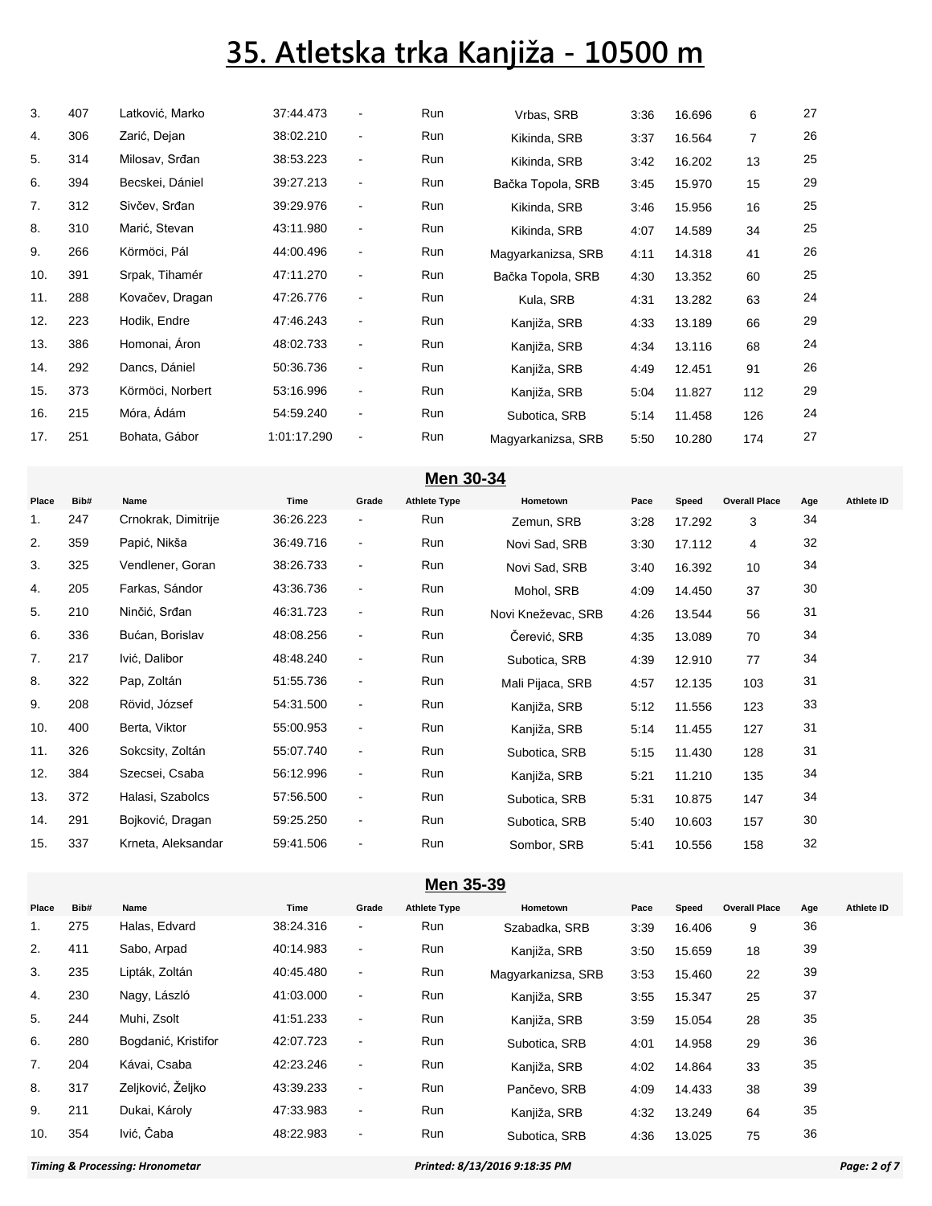# 35. Atletska trka Kanjiža - 10500 m

| Place | Bib# | Name | Time | Grade | Athlete Type | Hometown | Pace | Speed | Overall Place | Age | Athlete ID |
|---|---|---|---|---|---|---|---|---|---|---|---|
| 3. | 407 | Latković, Marko | 37:44.473 | - | Run | Vrbas, SRB | 3:36 | 16.696 | 6 | 27 | |
| 4. | 306 | Zarić, Dejan | 38:02.210 | - | Run | Kikinda, SRB | 3:37 | 16.564 | 7 | 26 | |
| 5. | 314 | Milosav, Srđan | 38:53.223 | - | Run | Kikinda, SRB | 3:42 | 16.202 | 13 | 25 | |
| 6. | 394 | Becskei, Dániel | 39:27.213 | - | Run | Bačka Topola, SRB | 3:45 | 15.970 | 15 | 29 | |
| 7. | 312 | Sivčev, Srđan | 39:29.976 | - | Run | Kikinda, SRB | 3:46 | 15.956 | 16 | 25 | |
| 8. | 310 | Marić, Stevan | 43:11.980 | - | Run | Kikinda, SRB | 4:07 | 14.589 | 34 | 25 | |
| 9. | 266 | Körmöci, Pál | 44:00.496 | - | Run | Magyarkanizsa, SRB | 4:11 | 14.318 | 41 | 26 | |
| 10. | 391 | Srpak, Tihamér | 47:11.270 | - | Run | Bačka Topola, SRB | 4:30 | 13.352 | 60 | 25 | |
| 11. | 288 | Kovačev, Dragan | 47:26.776 | - | Run | Kula, SRB | 4:31 | 13.282 | 63 | 24 | |
| 12. | 223 | Hodik, Endre | 47:46.243 | - | Run | Kanjiža, SRB | 4:33 | 13.189 | 66 | 29 | |
| 13. | 386 | Homonai, Áron | 48:02.733 | - | Run | Kanjiža, SRB | 4:34 | 13.116 | 68 | 24 | |
| 14. | 292 | Dancs, Dániel | 50:36.736 | - | Run | Kanjiža, SRB | 4:49 | 12.451 | 91 | 26 | |
| 15. | 373 | Körmöci, Norbert | 53:16.996 | - | Run | Kanjiža, SRB | 5:04 | 11.827 | 112 | 29 | |
| 16. | 215 | Móra, Ádám | 54:59.240 | - | Run | Subotica, SRB | 5:14 | 11.458 | 126 | 24 | |
| 17. | 251 | Bohata, Gábor | 1:01:17.290 | - | Run | Magyarkanizsa, SRB | 5:50 | 10.280 | 174 | 27 | |

## Men 30-34

| Place | Bib# | Name | Time | Grade | Athlete Type | Hometown | Pace | Speed | Overall Place | Age | Athlete ID |
|---|---|---|---|---|---|---|---|---|---|---|---|
| 1. | 247 | Crnokrak, Dimitrije | 36:26.223 | - | Run | Zemun, SRB | 3:28 | 17.292 | 3 | 34 | |
| 2. | 359 | Papić, Nikša | 36:49.716 | - | Run | Novi Sad, SRB | 3:30 | 17.112 | 4 | 32 | |
| 3. | 325 | Vendlener, Goran | 38:26.733 | - | Run | Novi Sad, SRB | 3:40 | 16.392 | 10 | 34 | |
| 4. | 205 | Farkas, Sándor | 43:36.736 | - | Run | Mohol, SRB | 4:09 | 14.450 | 37 | 30 | |
| 5. | 210 | Ninčić, Srđan | 46:31.723 | - | Run | Novi Kneževac, SRB | 4:26 | 13.544 | 56 | 31 | |
| 6. | 336 | Bućan, Borislav | 48:08.256 | - | Run | Čerević, SRB | 4:35 | 13.089 | 70 | 34 | |
| 7. | 217 | Ivić, Dalibor | 48:48.240 | - | Run | Subotica, SRB | 4:39 | 12.910 | 77 | 34 | |
| 8. | 322 | Pap, Zoltán | 51:55.736 | - | Run | Mali Pijaca, SRB | 4:57 | 12.135 | 103 | 31 | |
| 9. | 208 | Rövid, József | 54:31.500 | - | Run | Kanjiža, SRB | 5:12 | 11.556 | 123 | 33 | |
| 10. | 400 | Berta, Viktor | 55:00.953 | - | Run | Kanjiža, SRB | 5:14 | 11.455 | 127 | 31 | |
| 11. | 326 | Sokcsity, Zoltán | 55:07.740 | - | Run | Subotica, SRB | 5:15 | 11.430 | 128 | 31 | |
| 12. | 384 | Szecsei, Csaba | 56:12.996 | - | Run | Kanjiža, SRB | 5:21 | 11.210 | 135 | 34 | |
| 13. | 372 | Halasi, Szabolcs | 57:56.500 | - | Run | Subotica, SRB | 5:31 | 10.875 | 147 | 34 | |
| 14. | 291 | Bojković, Dragan | 59:25.250 | - | Run | Subotica, SRB | 5:40 | 10.603 | 157 | 30 | |
| 15. | 337 | Krneta, Aleksandar | 59:41.506 | - | Run | Sombor, SRB | 5:41 | 10.556 | 158 | 32 | |

## Men 35-39

| Place | Bib# | Name | Time | Grade | Athlete Type | Hometown | Pace | Speed | Overall Place | Age | Athlete ID |
|---|---|---|---|---|---|---|---|---|---|---|---|
| 1. | 275 | Halas, Edvard | 38:24.316 | - | Run | Szabadka, SRB | 3:39 | 16.406 | 9 | 36 | |
| 2. | 411 | Sabo, Arpad | 40:14.983 | - | Run | Kanjiža, SRB | 3:50 | 15.659 | 18 | 39 | |
| 3. | 235 | Lipták, Zoltán | 40:45.480 | - | Run | Magyarkanizsa, SRB | 3:53 | 15.460 | 22 | 39 | |
| 4. | 230 | Nagy, László | 41:03.000 | - | Run | Kanjiža, SRB | 3:55 | 15.347 | 25 | 37 | |
| 5. | 244 | Muhi, Zsolt | 41:51.233 | - | Run | Kanjiža, SRB | 3:59 | 15.054 | 28 | 35 | |
| 6. | 280 | Bogdanić, Kristifor | 42:07.723 | - | Run | Subotica, SRB | 4:01 | 14.958 | 29 | 36 | |
| 7. | 204 | Kávai, Csaba | 42:23.246 | - | Run | Kanjiža, SRB | 4:02 | 14.864 | 33 | 35 | |
| 8. | 317 | Zeljković, Željko | 43:39.233 | - | Run | Pančevo, SRB | 4:09 | 14.433 | 38 | 39 | |
| 9. | 211 | Dukai, Károly | 47:33.983 | - | Run | Kanjiža, SRB | 4:32 | 13.249 | 64 | 35 | |
| 10. | 354 | Ivić, Čaba | 48:22.983 | - | Run | Subotica, SRB | 4:36 | 13.025 | 75 | 36 | |

*Timing & Processing: Hronometar* *Printed: 8/13/2016 9:18:35 PM*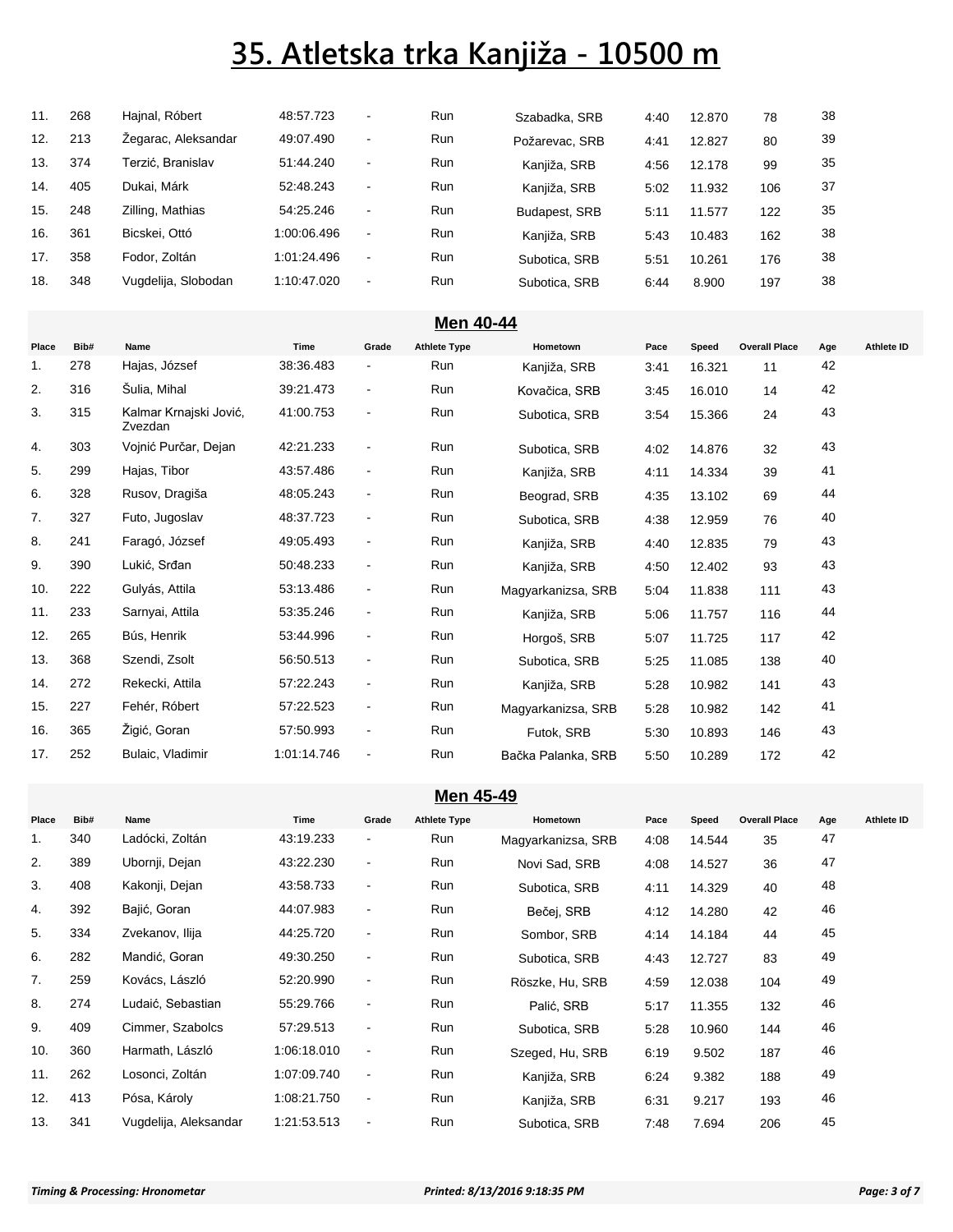# 35. Atletska trka Kanjiža - 10500 m

| Place | Bib# | Name | Time | Grade | Athlete Type | Hometown | Pace | Speed | Overall Place | Age | Athlete ID |
|---|---|---|---|---|---|---|---|---|---|---|---|
| 11. | 268 | Hajnal, Róbert | 48:57.723 | - | Run | Szabadka, SRB | 4:40 | 12.870 | 78 | 38 | |
| 12. | 213 | Žegarac, Aleksandar | 49:07.490 | - | Run | Požarevac, SRB | 4:41 | 12.827 | 80 | 39 | |
| 13. | 374 | Terzić, Branislav | 51:44.240 | - | Run | Kanjiža, SRB | 4:56 | 12.178 | 99 | 35 | |
| 14. | 405 | Dukai, Márk | 52:48.243 | - | Run | Kanjiža, SRB | 5:02 | 11.932 | 106 | 37 | |
| 15. | 248 | Zilling, Mathias | 54:25.246 | - | Run | Budapest, SRB | 5:11 | 11.577 | 122 | 35 | |
| 16. | 361 | Bicskei, Ottó | 1:00:06.496 | - | Run | Kanjiža, SRB | 5:43 | 10.483 | 162 | 38 | |
| 17. | 358 | Fodor, Zoltán | 1:01:24.496 | - | Run | Subotica, SRB | 5:51 | 10.261 | 176 | 38 | |
| 18. | 348 | Vugdelija, Slobodan | 1:10:47.020 | - | Run | Subotica, SRB | 6:44 | 8.900 | 197 | 38 | |

## Men 40-44

| Place | Bib# | Name | Time | Grade | Athlete Type | Hometown | Pace | Speed | Overall Place | Age | Athlete ID |
|---|---|---|---|---|---|---|---|---|---|---|---|
| 1. | 278 | Hajas, József | 38:36.483 | - | Run | Kanjiža, SRB | 3:41 | 16.321 | 11 | 42 | |
| 2. | 316 | Šulia, Mihal | 39:21.473 | - | Run | Kovačica, SRB | 3:45 | 16.010 | 14 | 42 | |
| 3. | 315 | Kalmar Krnajski Jović, Zvezdan | 41:00.753 | - | Run | Subotica, SRB | 3:54 | 15.366 | 24 | 43 | |
| 4. | 303 | Vojnić Purčar, Dejan | 42:21.233 | - | Run | Subotica, SRB | 4:02 | 14.876 | 32 | 43 | |
| 5. | 299 | Hajas, Tibor | 43:57.486 | - | Run | Kanjiža, SRB | 4:11 | 14.334 | 39 | 41 | |
| 6. | 328 | Rusov, Dragiša | 48:05.243 | - | Run | Beograd, SRB | 4:35 | 13.102 | 69 | 44 | |
| 7. | 327 | Futo, Jugoslav | 48:37.723 | - | Run | Subotica, SRB | 4:38 | 12.959 | 76 | 40 | |
| 8. | 241 | Faragó, József | 49:05.493 | - | Run | Kanjiža, SRB | 4:40 | 12.835 | 79 | 43 | |
| 9. | 390 | Lukić, Srđan | 50:48.233 | - | Run | Kanjiža, SRB | 4:50 | 12.402 | 93 | 43 | |
| 10. | 222 | Gulyás, Attila | 53:13.486 | - | Run | Magyarkanizsa, SRB | 5:04 | 11.838 | 111 | 43 | |
| 11. | 233 | Sarnyai, Attila | 53:35.246 | - | Run | Kanjiža, SRB | 5:06 | 11.757 | 116 | 44 | |
| 12. | 265 | Bús, Henrik | 53:44.996 | - | Run | Horgoš, SRB | 5:07 | 11.725 | 117 | 42 | |
| 13. | 368 | Szendi, Zsolt | 56:50.513 | - | Run | Subotica, SRB | 5:25 | 11.085 | 138 | 40 | |
| 14. | 272 | Rekecki, Attila | 57:22.243 | - | Run | Kanjiža, SRB | 5:28 | 10.982 | 141 | 43 | |
| 15. | 227 | Fehér, Róbert | 57:22.523 | - | Run | Magyarkanizsa, SRB | 5:28 | 10.982 | 142 | 41 | |
| 16. | 365 | Žigić, Goran | 57:50.993 | - | Run | Futok, SRB | 5:30 | 10.893 | 146 | 43 | |
| 17. | 252 | Bulaic, Vladimir | 1:01:14.746 | - | Run | Bačka Palanka, SRB | 5:50 | 10.289 | 172 | 42 | |

## Men 45-49

| Place | Bib# | Name | Time | Grade | Athlete Type | Hometown | Pace | Speed | Overall Place | Age | Athlete ID |
|---|---|---|---|---|---|---|---|---|---|---|---|
| 1. | 340 | Ladócki, Zoltán | 43:19.233 | - | Run | Magyarkanizsa, SRB | 4:08 | 14.544 | 35 | 47 | |
| 2. | 389 | Ubornji, Dejan | 43:22.230 | - | Run | Novi Sad, SRB | 4:08 | 14.527 | 36 | 47 | |
| 3. | 408 | Kakonji, Dejan | 43:58.733 | - | Run | Subotica, SRB | 4:11 | 14.329 | 40 | 48 | |
| 4. | 392 | Bajić, Goran | 44:07.983 | - | Run | Bečej, SRB | 4:12 | 14.280 | 42 | 46 | |
| 5. | 334 | Zvekanov, Ilija | 44:25.720 | - | Run | Sombor, SRB | 4:14 | 14.184 | 44 | 45 | |
| 6. | 282 | Mandić, Goran | 49:30.250 | - | Run | Subotica, SRB | 4:43 | 12.727 | 83 | 49 | |
| 7. | 259 | Kovács, László | 52:20.990 | - | Run | Röszke, Hu, SRB | 4:59 | 12.038 | 104 | 49 | |
| 8. | 274 | Ludaić, Sebastian | 55:29.766 | - | Run | Palić, SRB | 5:17 | 11.355 | 132 | 46 | |
| 9. | 409 | Cimmer, Szabolcs | 57:29.513 | - | Run | Subotica, SRB | 5:28 | 10.960 | 144 | 46 | |
| 10. | 360 | Harmath, László | 1:06:18.010 | - | Run | Szeged, Hu, SRB | 6:19 | 9.502 | 187 | 46 | |
| 11. | 262 | Losonci, Zoltán | 1:07:09.740 | - | Run | Kanjiža, SRB | 6:24 | 9.382 | 188 | 49 | |
| 12. | 413 | Pósa, Károly | 1:08:21.750 | - | Run | Kanjiža, SRB | 6:31 | 9.217 | 193 | 46 | |
| 13. | 341 | Vugdelija, Aleksandar | 1:21:53.513 | - | Run | Subotica, SRB | 7:48 | 7.694 | 206 | 45 | |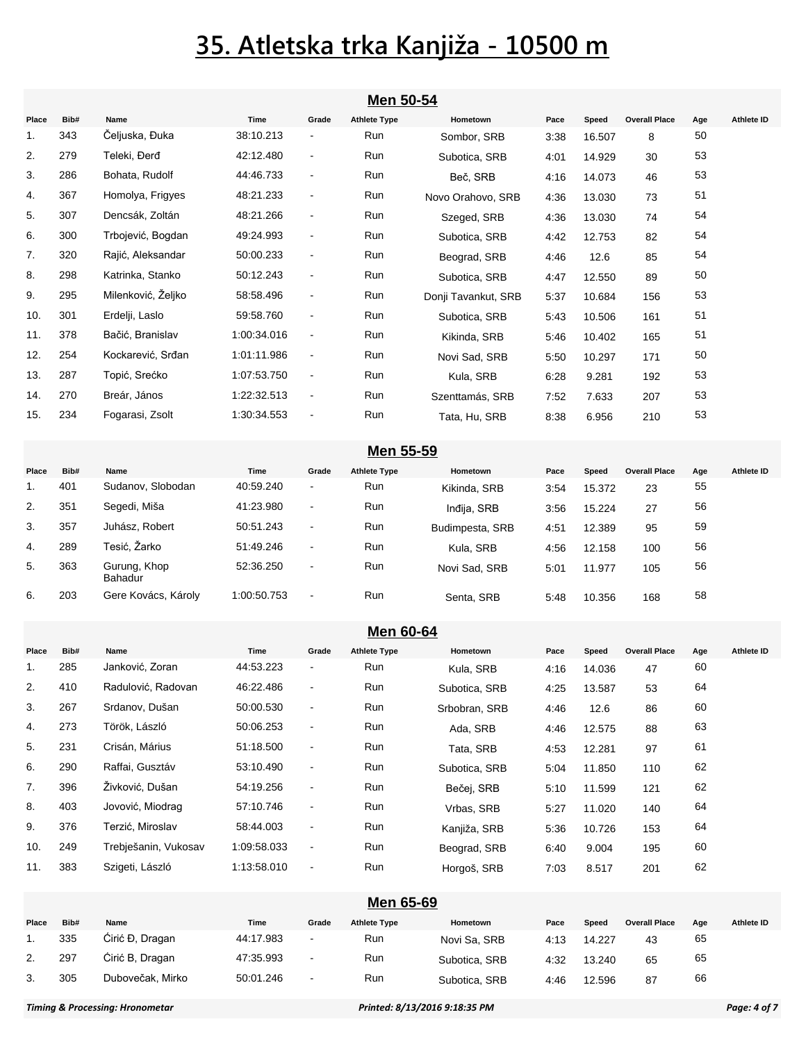# 35. Atletska trka Kanjiža - 10500 m

## Men 50-54

| Place | Bib# | Name | Time | Grade | Athlete Type | Hometown | Pace | Speed | Overall Place | Age | Athlete ID |
|---|---|---|---|---|---|---|---|---|---|---|---|
| 1. | 343 | Čeljuska, Đuka | 38:10.213 | - | Run | Sombor, SRB | 3:38 | 16.507 | 8 | 50 | |
| 2. | 279 | Teleki, Đerđ | 42:12.480 | - | Run | Subotica, SRB | 4:01 | 14.929 | 30 | 53 | |
| 3. | 286 | Bohata, Rudolf | 44:46.733 | - | Run | Beč, SRB | 4:16 | 14.073 | 46 | 53 | |
| 4. | 367 | Homolya, Frigyes | 48:21.233 | - | Run | Novo Orahovo, SRB | 4:36 | 13.030 | 73 | 51 | |
| 5. | 307 | Dencsák, Zoltán | 48:21.266 | - | Run | Szeged, SRB | 4:36 | 13.030 | 74 | 54 | |
| 6. | 300 | Trbojević, Bogdan | 49:24.993 | - | Run | Subotica, SRB | 4:42 | 12.753 | 82 | 54 | |
| 7. | 320 | Rajić, Aleksandar | 50:00.233 | - | Run | Beograd, SRB | 4:46 | 12.6 | 85 | 54 | |
| 8. | 298 | Katrinka, Stanko | 50:12.243 | - | Run | Subotica, SRB | 4:47 | 12.550 | 89 | 50 | |
| 9. | 295 | Milenković, Željko | 58:58.496 | - | Run | Donji Tavankut, SRB | 5:37 | 10.684 | 156 | 53 | |
| 10. | 301 | Erdelji, Laslo | 59:58.760 | - | Run | Subotica, SRB | 5:43 | 10.506 | 161 | 51 | |
| 11. | 378 | Bačić, Branislav | 1:00:34.016 | - | Run | Kikinda, SRB | 5:46 | 10.402 | 165 | 51 | |
| 12. | 254 | Kockarević, Srđan | 1:01:11.986 | - | Run | Novi Sad, SRB | 5:50 | 10.297 | 171 | 50 | |
| 13. | 287 | Topić, Srećko | 1:07:53.750 | - | Run | Kula, SRB | 6:28 | 9.281 | 192 | 53 | |
| 14. | 270 | Breár, János | 1:22:32.513 | - | Run | Szenttamás, SRB | 7:52 | 7.633 | 207 | 53 | |
| 15. | 234 | Fogarasi, Zsolt | 1:30:34.553 | - | Run | Tata, Hu, SRB | 8:38 | 6.956 | 210 | 53 | |

## Men 55-59

| Place | Bib# | Name | Time | Grade | Athlete Type | Hometown | Pace | Speed | Overall Place | Age | Athlete ID |
|---|---|---|---|---|---|---|---|---|---|---|---|
| 1. | 401 | Sudanov, Slobodan | 40:59.240 | - | Run | Kikinda, SRB | 3:54 | 15.372 | 23 | 55 | |
| 2. | 351 | Segedi, Miša | 41:23.980 | - | Run | Inđija, SRB | 3:56 | 15.224 | 27 | 56 | |
| 3. | 357 | Juhász, Robert | 50:51.243 | - | Run | Budimpesta, SRB | 4:51 | 12.389 | 95 | 59 | |
| 4. | 289 | Tesić, Žarko | 51:49.246 | - | Run | Kula, SRB | 4:56 | 12.158 | 100 | 56 | |
| 5. | 363 | Gurung, Khop Bahadur | 52:36.250 | - | Run | Novi Sad, SRB | 5:01 | 11.977 | 105 | 56 | |
| 6. | 203 | Gere Kovács, Károly | 1:00:50.753 | - | Run | Senta, SRB | 5:48 | 10.356 | 168 | 58 | |

## Men 60-64

| Place | Bib# | Name | Time | Grade | Athlete Type | Hometown | Pace | Speed | Overall Place | Age | Athlete ID |
|---|---|---|---|---|---|---|---|---|---|---|---|
| 1. | 285 | Janković, Zoran | 44:53.223 | - | Run | Kula, SRB | 4:16 | 14.036 | 47 | 60 | |
| 2. | 410 | Radulović, Radovan | 46:22.486 | - | Run | Subotica, SRB | 4:25 | 13.587 | 53 | 64 | |
| 3. | 267 | Srdanov, Dušan | 50:00.530 | - | Run | Srbobran, SRB | 4:46 | 12.6 | 86 | 60 | |
| 4. | 273 | Török, László | 50:06.253 | - | Run | Ada, SRB | 4:46 | 12.575 | 88 | 63 | |
| 5. | 231 | Crisán, Márius | 51:18.500 | - | Run | Tata, SRB | 4:53 | 12.281 | 97 | 61 | |
| 6. | 290 | Raffai, Gusztáv | 53:10.490 | - | Run | Subotica, SRB | 5:04 | 11.850 | 110 | 62 | |
| 7. | 396 | Živković, Dušan | 54:19.256 | - | Run | Bečej, SRB | 5:10 | 11.599 | 121 | 62 | |
| 8. | 403 | Jovović, Miodrag | 57:10.746 | - | Run | Vrbas, SRB | 5:27 | 11.020 | 140 | 64 | |
| 9. | 376 | Terzić, Miroslav | 58:44.003 | - | Run | Kanjiža, SRB | 5:36 | 10.726 | 153 | 64 | |
| 10. | 249 | Trebješanin, Vukosav | 1:09:58.033 | - | Run | Beograd, SRB | 6:40 | 9.004 | 195 | 60 | |
| 11. | 383 | Szigeti, László | 1:13:58.010 | - | Run | Horgoš, SRB | 7:03 | 8.517 | 201 | 62 | |

## Men 65-69

| Place | Bib# | Name | Time | Grade | Athlete Type | Hometown | Pace | Speed | Overall Place | Age | Athlete ID |
|---|---|---|---|---|---|---|---|---|---|---|---|
| 1. | 335 | Ćirić Đ, Dragan | 44:17.983 | - | Run | Novi Sa, SRB | 4:13 | 14.227 | 43 | 65 | |
| 2. | 297 | Ćirić B, Dragan | 47:35.993 | - | Run | Subotica, SRB | 4:32 | 13.240 | 65 | 65 | |
| 3. | 305 | Dubovečak, Mirko | 50:01.246 | - | Run | Subotica, SRB | 4:46 | 12.596 | 87 | 66 | |

*Timing & Processing: Hronometar* *Printed: 8/13/2016 9:18:35 PM*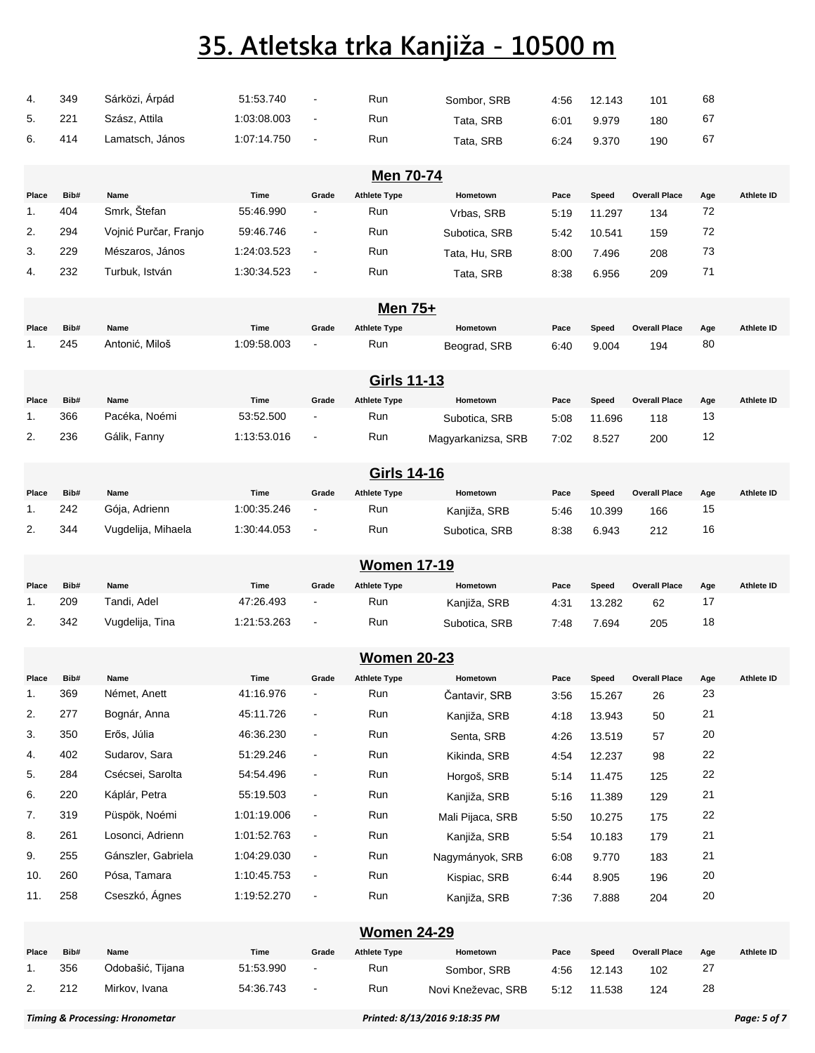# 35. Atletska trka Kanjiža - 10500 m

| Place | Bib# | Name | Time | Grade | Athlete Type | Hometown | Pace | Speed | Overall Place | Age | Athlete ID |
|---|---|---|---|---|---|---|---|---|---|---|---|
| 4. | 349 | Sárközi, Árpád | 51:53.740 | - | Run | Sombor, SRB | 4:56 | 12.143 | 101 | 68 | |
| 5. | 221 | Szász, Attila | 1:03:08.003 | - | Run | Tata, SRB | 6:01 | 9.979 | 180 | 67 | |
| 6. | 414 | Lamatsch, János | 1:07:14.750 | - | Run | Tata, SRB | 6:24 | 9.370 | 190 | 67 | |

## Men 70-74

| Place | Bib# | Name | Time | Grade | Athlete Type | Hometown | Pace | Speed | Overall Place | Age | Athlete ID |
|---|---|---|---|---|---|---|---|---|---|---|---|
| 1. | 404 | Smrk, Štefan | 55:46.990 | - | Run | Vrbas, SRB | 5:19 | 11.297 | 134 | 72 | |
| 2. | 294 | Vojnić Purčar, Franjo | 59:46.746 | - | Run | Subotica, SRB | 5:42 | 10.541 | 159 | 72 | |
| 3. | 229 | Mészaros, János | 1:24:03.523 | - | Run | Tata, Hu, SRB | 8:00 | 7.496 | 208 | 73 | |
| 4. | 232 | Turbuk, István | 1:30:34.523 | - | Run | Tata, SRB | 8:38 | 6.956 | 209 | 71 | |

## Men 75+

| Place | Bib# | Name | Time | Grade | Athlete Type | Hometown | Pace | Speed | Overall Place | Age | Athlete ID |
|---|---|---|---|---|---|---|---|---|---|---|---|
| 1. | 245 | Antonić, Miloš | 1:09:58.003 | - | Run | Beograd, SRB | 6:40 | 9.004 | 194 | 80 | |

## Girls 11-13

| Place | Bib# | Name | Time | Grade | Athlete Type | Hometown | Pace | Speed | Overall Place | Age | Athlete ID |
|---|---|---|---|---|---|---|---|---|---|---|---|
| 1. | 366 | Pacéka, Noémi | 53:52.500 | - | Run | Subotica, SRB | 5:08 | 11.696 | 118 | 13 | |
| 2. | 236 | Gálik, Fanny | 1:13:53.016 | - | Run | Magyarkanizsa, SRB | 7:02 | 8.527 | 200 | 12 | |

## Girls 14-16

| Place | Bib# | Name | Time | Grade | Athlete Type | Hometown | Pace | Speed | Overall Place | Age | Athlete ID |
|---|---|---|---|---|---|---|---|---|---|---|---|
| 1. | 242 | Gója, Adrienn | 1:00:35.246 | - | Run | Kanjiža, SRB | 5:46 | 10.399 | 166 | 15 | |
| 2. | 344 | Vugdelija, Mihaela | 1:30:44.053 | - | Run | Subotica, SRB | 8:38 | 6.943 | 212 | 16 | |

## Women 17-19

| Place | Bib# | Name | Time | Grade | Athlete Type | Hometown | Pace | Speed | Overall Place | Age | Athlete ID |
|---|---|---|---|---|---|---|---|---|---|---|---|
| 1. | 209 | Tandi, Adel | 47:26.493 | - | Run | Kanjiža, SRB | 4:31 | 13.282 | 62 | 17 | |
| 2. | 342 | Vugdelija, Tina | 1:21:53.263 | - | Run | Subotica, SRB | 7:48 | 7.694 | 205 | 18 | |

## Women 20-23

| Place | Bib# | Name | Time | Grade | Athlete Type | Hometown | Pace | Speed | Overall Place | Age | Athlete ID |
|---|---|---|---|---|---|---|---|---|---|---|---|
| 1. | 369 | Német, Anett | 41:16.976 | - | Run | Čantavir, SRB | 3:56 | 15.267 | 26 | 23 | |
| 2. | 277 | Bognár, Anna | 45:11.726 | - | Run | Kanjiža, SRB | 4:18 | 13.943 | 50 | 21 | |
| 3. | 350 | Erős, Júlia | 46:36.230 | - | Run | Senta, SRB | 4:26 | 13.519 | 57 | 20 | |
| 4. | 402 | Sudarov, Sara | 51:29.246 | - | Run | Kikinda, SRB | 4:54 | 12.237 | 98 | 22 | |
| 5. | 284 | Csécsei, Sarolta | 54:54.496 | - | Run | Horgoš, SRB | 5:14 | 11.475 | 125 | 22 | |
| 6. | 220 | Káplár, Petra | 55:19.503 | - | Run | Kanjiža, SRB | 5:16 | 11.389 | 129 | 21 | |
| 7. | 319 | Püspök, Noémi | 1:01:19.006 | - | Run | Mali Pijaca, SRB | 5:50 | 10.275 | 175 | 22 | |
| 8. | 261 | Losonci, Adrienn | 1:01:52.763 | - | Run | Kanjiža, SRB | 5:54 | 10.183 | 179 | 21 | |
| 9. | 255 | Gánszler, Gabriela | 1:04:29.030 | - | Run | Nagymányok, SRB | 6:08 | 9.770 | 183 | 21 | |
| 10. | 260 | Pósa, Tamara | 1:10:45.753 | - | Run | Kispiac, SRB | 6:44 | 8.905 | 196 | 20 | |
| 11. | 258 | Cseszkó, Ágnes | 1:19:52.270 | - | Run | Kanjiža, SRB | 7:36 | 7.888 | 204 | 20 | |

## Women 24-29

| Place | Bib# | Name | Time | Grade | Athlete Type | Hometown | Pace | Speed | Overall Place | Age | Athlete ID |
|---|---|---|---|---|---|---|---|---|---|---|---|
| 1. | 356 | Odobašić, Tijana | 51:53.990 | - | Run | Sombor, SRB | 4:56 | 12.143 | 102 | 27 | |
| 2. | 212 | Mirkov, Ivana | 54:36.743 | - | Run | Novi Kneževac, SRB | 5:12 | 11.538 | 124 | 28 | |

*Timing & Processing: Hronometar* — *Printed: 8/13/2016 9:18:35 PM*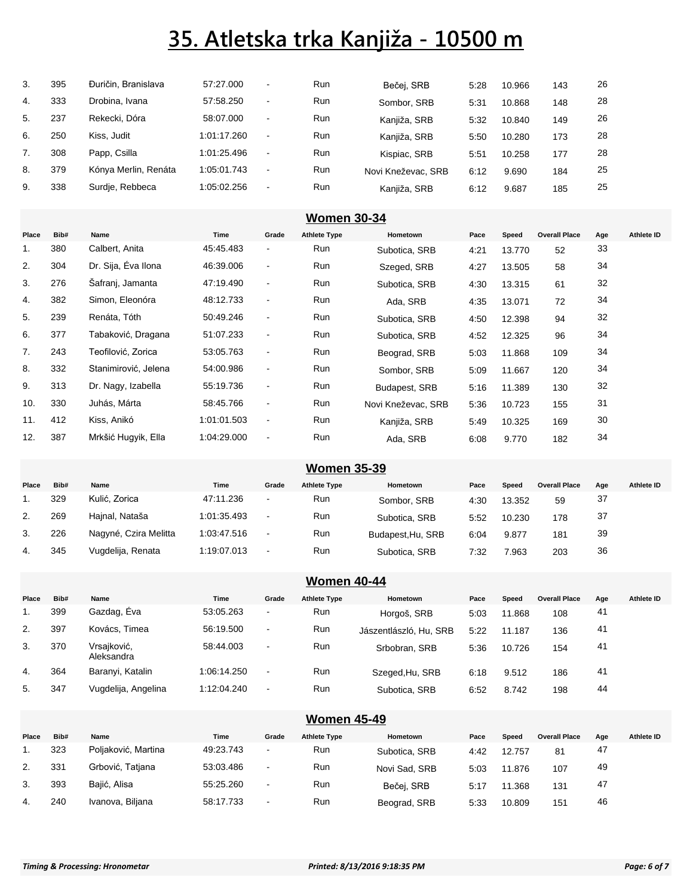# 35. Atletska trka Kanjiža - 10500 m

| Place | Bib# | Name | Time | Grade | Athlete Type | Hometown | Pace | Speed | Overall Place | Age | Athlete ID |
|---|---|---|---|---|---|---|---|---|---|---|---|
| 3. | 395 | Đuričin, Branislava | 57:27.000 | - | Run | Bečej, SRB | 5:28 | 10.966 | 143 | 26 | |
| 4. | 333 | Drobina, Ivana | 57:58.250 | - | Run | Sombor, SRB | 5:31 | 10.868 | 148 | 28 | |
| 5. | 237 | Rekecki, Dóra | 58:07.000 | - | Run | Kanjiža, SRB | 5:32 | 10.840 | 149 | 26 | |
| 6. | 250 | Kiss, Judit | 1:01:17.260 | - | Run | Kanjiža, SRB | 5:50 | 10.280 | 173 | 28 | |
| 7. | 308 | Papp, Csilla | 1:01:25.496 | - | Run | Kispiac, SRB | 5:51 | 10.258 | 177 | 28 | |
| 8. | 379 | Kónya Merlin, Renáta | 1:05:01.743 | - | Run | Novi Kneževac, SRB | 6:12 | 9.690 | 184 | 25 | |
| 9. | 338 | Surdje, Rebbeca | 1:05:02.256 | - | Run | Kanjiža, SRB | 6:12 | 9.687 | 185 | 25 | |

## Women 30-34

| Place | Bib# | Name | Time | Grade | Athlete Type | Hometown | Pace | Speed | Overall Place | Age | Athlete ID |
|---|---|---|---|---|---|---|---|---|---|---|---|
| 1. | 380 | Calbert, Anita | 45:45.483 | - | Run | Subotica, SRB | 4:21 | 13.770 | 52 | 33 | |
| 2. | 304 | Dr. Sija, Éva Ilona | 46:39.006 | - | Run | Szeged, SRB | 4:27 | 13.505 | 58 | 34 | |
| 3. | 276 | Šafranj, Jamanta | 47:19.490 | - | Run | Subotica, SRB | 4:30 | 13.315 | 61 | 32 | |
| 4. | 382 | Simon, Eleonóra | 48:12.733 | - | Run | Ada, SRB | 4:35 | 13.071 | 72 | 34 | |
| 5. | 239 | Renáta, Tóth | 50:49.246 | - | Run | Subotica, SRB | 4:50 | 12.398 | 94 | 32 | |
| 6. | 377 | Tabaković, Dragana | 51:07.233 | - | Run | Subotica, SRB | 4:52 | 12.325 | 96 | 34 | |
| 7. | 243 | Teofilović, Zorica | 53:05.763 | - | Run | Beograd, SRB | 5:03 | 11.868 | 109 | 34 | |
| 8. | 332 | Stanimirović, Jelena | 54:00.986 | - | Run | Sombor, SRB | 5:09 | 11.667 | 120 | 34 | |
| 9. | 313 | Dr. Nagy, Izabella | 55:19.736 | - | Run | Budapest, SRB | 5:16 | 11.389 | 130 | 32 | |
| 10. | 330 | Juhás, Márta | 58:45.766 | - | Run | Novi Kneževac, SRB | 5:36 | 10.723 | 155 | 31 | |
| 11. | 412 | Kiss, Anikó | 1:01:01.503 | - | Run | Kanjiža, SRB | 5:49 | 10.325 | 169 | 30 | |
| 12. | 387 | Mrkšić Hugyik, Ella | 1:04:29.000 | - | Run | Ada, SRB | 6:08 | 9.770 | 182 | 34 | |

## Women 35-39

| Place | Bib# | Name | Time | Grade | Athlete Type | Hometown | Pace | Speed | Overall Place | Age | Athlete ID |
|---|---|---|---|---|---|---|---|---|---|---|---|
| 1. | 329 | Kulić, Zorica | 47:11.236 | - | Run | Sombor, SRB | 4:30 | 13.352 | 59 | 37 | |
| 2. | 269 | Hajnal, Nataša | 1:01:35.493 | - | Run | Subotica, SRB | 5:52 | 10.230 | 178 | 37 | |
| 3. | 226 | Nagyné, Czira Melitta | 1:03:47.516 | - | Run | Budapest,Hu, SRB | 6:04 | 9.877 | 181 | 39 | |
| 4. | 345 | Vugdelija, Renata | 1:19:07.013 | - | Run | Subotica, SRB | 7:32 | 7.963 | 203 | 36 | |

## Women 40-44

| Place | Bib# | Name | Time | Grade | Athlete Type | Hometown | Pace | Speed | Overall Place | Age | Athlete ID |
|---|---|---|---|---|---|---|---|---|---|---|---|
| 1. | 399 | Gazdag, Éva | 53:05.263 | - | Run | Horgoš, SRB | 5:03 | 11.868 | 108 | 41 | |
| 2. | 397 | Kovács, Timea | 56:19.500 | - | Run | Jászentlászló, Hu, SRB | 5:22 | 11.187 | 136 | 41 | |
| 3. | 370 | Vrsajković, Aleksandra | 58:44.003 | - | Run | Srbobran, SRB | 5:36 | 10.726 | 154 | 41 | |
| 4. | 364 | Baranyi, Katalin | 1:06:14.250 | - | Run | Szeged,Hu, SRB | 6:18 | 9.512 | 186 | 41 | |
| 5. | 347 | Vugdelija, Angelina | 1:12:04.240 | - | Run | Subotica, SRB | 6:52 | 8.742 | 198 | 44 | |

## Women 45-49

| Place | Bib# | Name | Time | Grade | Athlete Type | Hometown | Pace | Speed | Overall Place | Age | Athlete ID |
|---|---|---|---|---|---|---|---|---|---|---|---|
| 1. | 323 | Poljaković, Martina | 49:23.743 | - | Run | Subotica, SRB | 4:42 | 12.757 | 81 | 47 | |
| 2. | 331 | Grbović, Tatjana | 53:03.486 | - | Run | Novi Sad, SRB | 5:03 | 11.876 | 107 | 49 | |
| 3. | 393 | Bajić, Alisa | 55:25.260 | - | Run | Bečej, SRB | 5:17 | 11.368 | 131 | 47 | |
| 4. | 240 | Ivanova, Biljana | 58:17.733 | - | Run | Beograd, SRB | 5:33 | 10.809 | 151 | 46 | |

*Timing & Processing: Hronometar* *Printed: 8/13/2016 9:18:35 PM*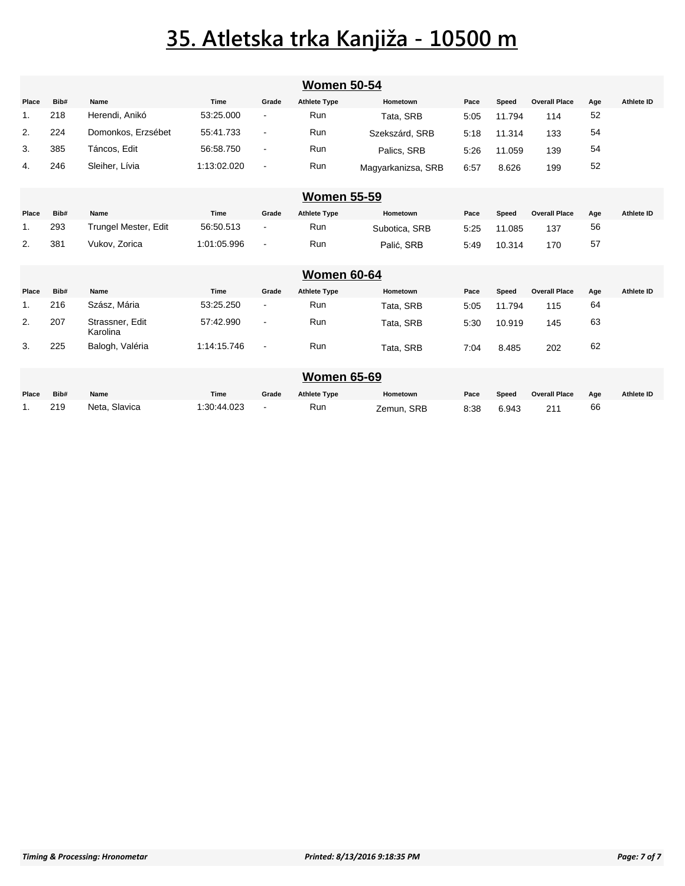# 35. Atletska trka Kanjiža - 10500 m

## Women 50-54

| Place | Bib# | Name | Time | Grade | Athlete Type | Hometown | Pace | Speed | Overall Place | Age | Athlete ID |
|---|---|---|---|---|---|---|---|---|---|---|---|
| 1. | 218 | Herendi, Anikó | 53:25.000 | - | Run | Tata, SRB | 5:05 | 11.794 | 114 | 52 | |
| 2. | 224 | Domonkos, Erzsébet | 55:41.733 | - | Run | Szekszárd, SRB | 5:18 | 11.314 | 133 | 54 | |
| 3. | 385 | Táncos, Edit | 56:58.750 | - | Run | Palics, SRB | 5:26 | 11.059 | 139 | 54 | |
| 4. | 246 | Sleiher, Lívia | 1:13:02.020 | - | Run | Magyarkanizsa, SRB | 6:57 | 8.626 | 199 | 52 | |

## Women 55-59

| Place | Bib# | Name | Time | Grade | Athlete Type | Hometown | Pace | Speed | Overall Place | Age | Athlete ID |
|---|---|---|---|---|---|---|---|---|---|---|---|
| 1. | 293 | Trungel Mester, Edit | 56:50.513 | - | Run | Subotica, SRB | 5:25 | 11.085 | 137 | 56 | |
| 2. | 381 | Vukov, Zorica | 1:01:05.996 | - | Run | Palić, SRB | 5:49 | 10.314 | 170 | 57 | |

## Women 60-64

| Place | Bib# | Name | Time | Grade | Athlete Type | Hometown | Pace | Speed | Overall Place | Age | Athlete ID |
|---|---|---|---|---|---|---|---|---|---|---|---|
| 1. | 216 | Szász, Mária | 53:25.250 | - | Run | Tata, SRB | 5:05 | 11.794 | 115 | 64 | |
| 2. | 207 | Strassner, Edit Karolina | 57:42.990 | - | Run | Tata, SRB | 5:30 | 10.919 | 145 | 63 | |
| 3. | 225 | Balogh, Valéria | 1:14:15.746 | - | Run | Tata, SRB | 7:04 | 8.485 | 202 | 62 | |

## Women 65-69

| Place | Bib# | Name | Time | Grade | Athlete Type | Hometown | Pace | Speed | Overall Place | Age | Athlete ID |
|---|---|---|---|---|---|---|---|---|---|---|---|
| 1. | 219 | Neta, Slavica | 1:30:44.023 | - | Run | Zemun, SRB | 8:38 | 6.943 | 211 | 66 | |

*Timing & Processing: Hronometar* *Printed: 8/13/2016 9:18:35 PM*